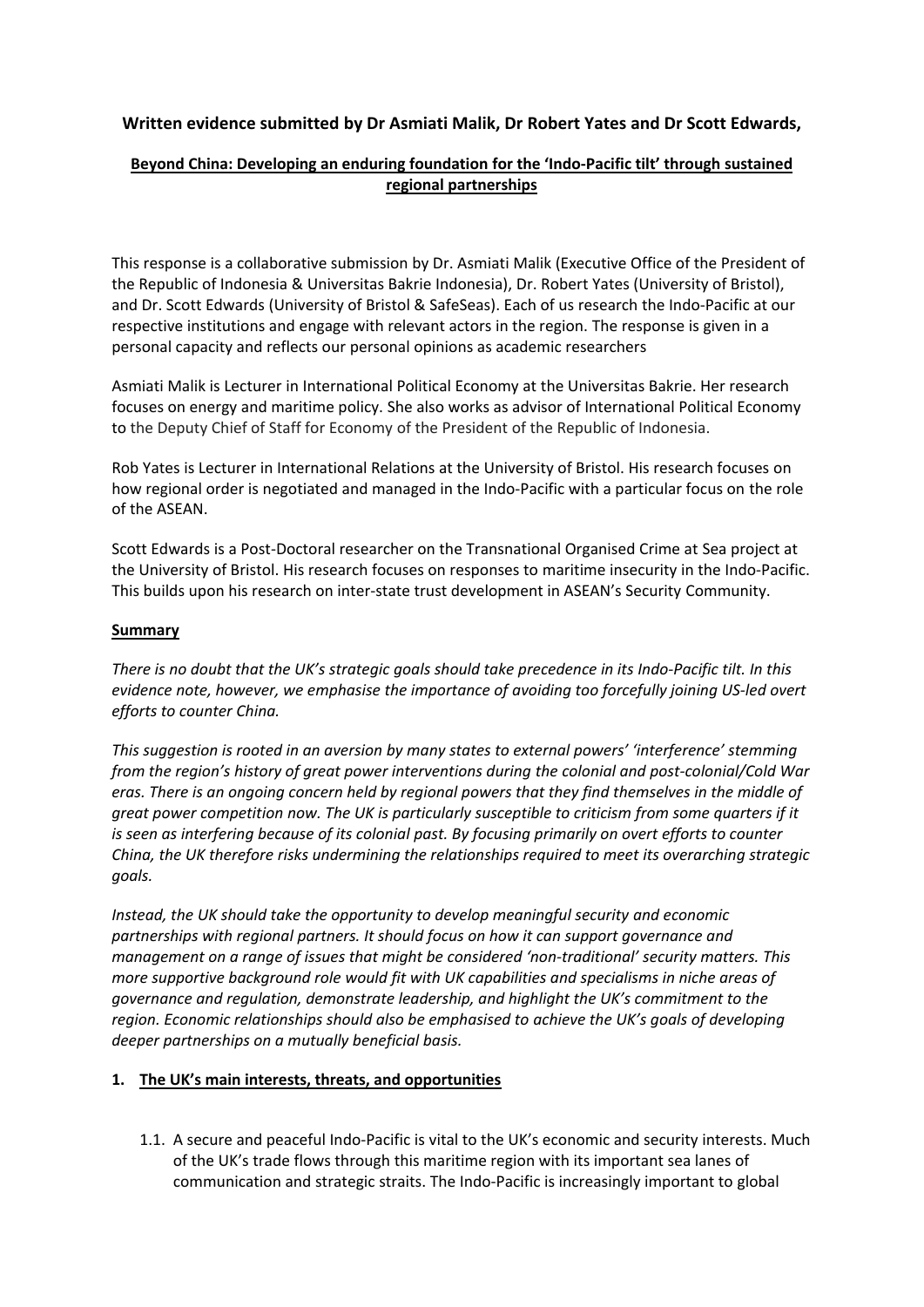**Written evidence submitted by Dr Asmiati Malik, Dr Robert Yates and Dr Scott Edwards,**

**Beyond China: Developing an enduring foundation for the 'Indo-Pacific tilt' through sustained regional partnerships**

This response is a collaborative submission by Dr. Asmiati Malik (Executive Office of the President of the Republic of Indonesia & Universitas Bakrie Indonesia), Dr. Robert Yates (University of Bristol), and Dr. Scott Edwards (University of Bristol & SafeSeas). Each of us research the Indo-Pacific at our respective institutions and engage with relevant actors in the region. The response is given in a personal capacity and reflects our personal opinions as academic researchers

Asmiati Malik is Lecturer in International Political Economy at the Universitas Bakrie. Her research focuses on energy and maritime policy. She also works as advisor of International Political Economy to the Deputy Chief of Staff for Economy of the President of the Republic of Indonesia.

Rob Yates is Lecturer in International Relations at the University of Bristol. His research focuses on how regional order is negotiated and managed in the Indo-Pacific with a particular focus on the role of the ASEAN.

Scott Edwards is a Post-Doctoral researcher on the Transnational Organised Crime at Sea project at the University of Bristol. His research focuses on responses to maritime insecurity in the Indo-Pacific. This builds upon his research on inter-state trust development in ASEAN's Security Community.

**Summary**

*There is no doubt that the UK's strategic goals should take precedence in its Indo-Pacific tilt. In this evidence note, however, we emphasise the importance of avoiding too forcefully joining US-led overt efforts to counter China.*

*This suggestion is rooted in an aversion by many states to external powers' 'interference' stemming from the region's history of great power interventions during the colonial and post-colonial/Cold War eras. There is an ongoing concern held by regional powers that they find themselves in the middle of great power competition now. The UK is particularly susceptible to criticism from some quarters if it is seen as interfering because of its colonial past. By focusing primarily on overt efforts to counter China, the UK therefore risks undermining the relationships required to meet its overarching strategic goals.*

*Instead, the UK should take the opportunity to develop meaningful security and economic partnerships with regional partners. It should focus on how it can support governance and management on a range of issues that might be considered 'non-traditional' security matters. This more supportive background role would fit with UK capabilities and specialisms in niche areas of governance and regulation, demonstrate leadership, and highlight the UK's commitment to the region. Economic relationships should also be emphasised to achieve the UK's goals of developing deeper partnerships on a mutually beneficial basis.*

1. **The UK's main interests, threats, and opportunities**

   1.1. A secure and peaceful Indo-Pacific is vital to the UK's economic and security interests. Much of the UK's trade flows through this maritime region with its important sea lanes of communication and strategic straits. The Indo-Pacific is increasingly important to global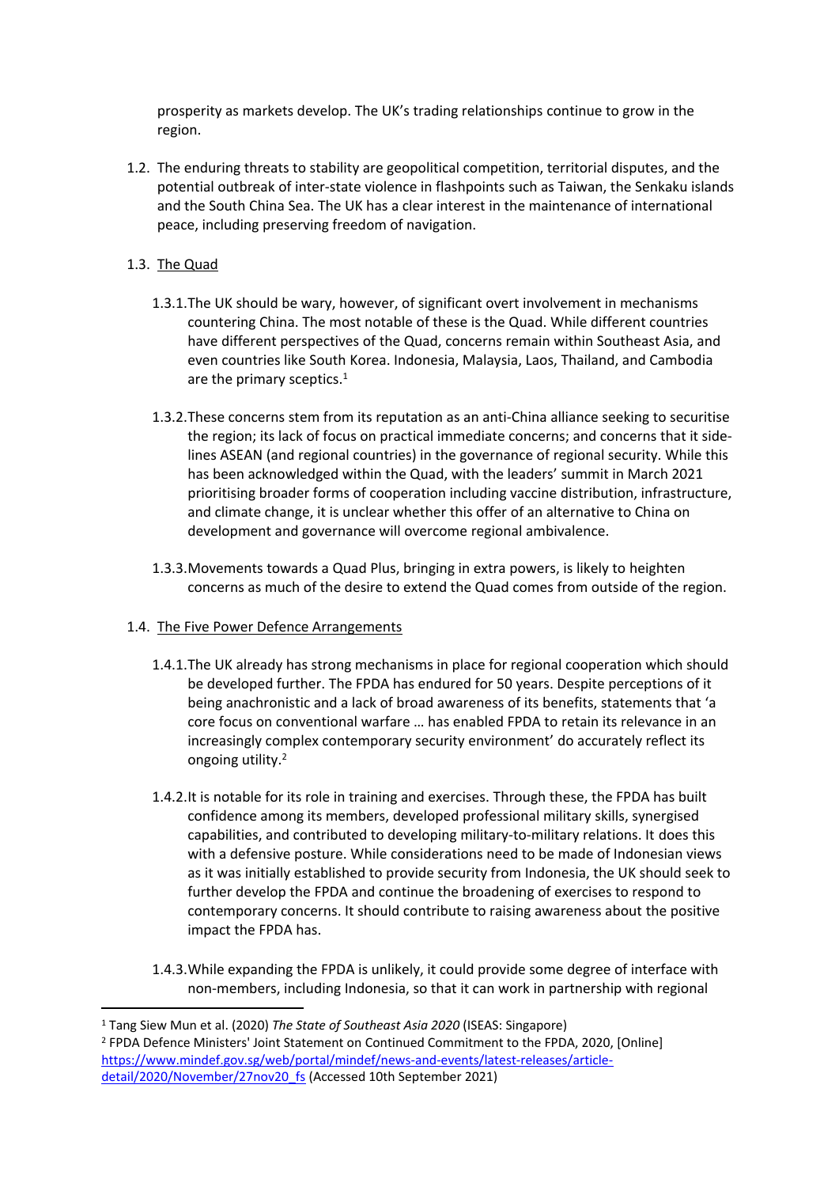prosperity as markets develop. The UK's trading relationships continue to grow in the region.

1.2. The enduring threats to stability are geopolitical competition, territorial disputes, and the potential outbreak of inter-state violence in flashpoints such as Taiwan, the Senkaku islands and the South China Sea. The UK has a clear interest in the maintenance of international peace, including preserving freedom of navigation.

1.3. The Quad

1.3.1. The UK should be wary, however, of significant overt involvement in mechanisms countering China. The most notable of these is the Quad. While different countries have different perspectives of the Quad, concerns remain within Southeast Asia, and even countries like South Korea. Indonesia, Malaysia, Laos, Thailand, and Cambodia are the primary sceptics.[1]

1.3.2. These concerns stem from its reputation as an anti-China alliance seeking to securitise the region; its lack of focus on practical immediate concerns; and concerns that it side-lines ASEAN (and regional countries) in the governance of regional security. While this has been acknowledged within the Quad, with the leaders' summit in March 2021 prioritising broader forms of cooperation including vaccine distribution, infrastructure, and climate change, it is unclear whether this offer of an alternative to China on development and governance will overcome regional ambivalence.

1.3.3. Movements towards a Quad Plus, bringing in extra powers, is likely to heighten concerns as much of the desire to extend the Quad comes from outside of the region.

1.4. The Five Power Defence Arrangements

1.4.1. The UK already has strong mechanisms in place for regional cooperation which should be developed further. The FPDA has endured for 50 years. Despite perceptions of it being anachronistic and a lack of broad awareness of its benefits, statements that 'a core focus on conventional warfare … has enabled FPDA to retain its relevance in an increasingly complex contemporary security environment' do accurately reflect its ongoing utility.[2]

1.4.2. It is notable for its role in training and exercises. Through these, the FPDA has built confidence among its members, developed professional military skills, synergised capabilities, and contributed to developing military-to-military relations. It does this with a defensive posture. While considerations need to be made of Indonesian views as it was initially established to provide security from Indonesia, the UK should seek to further develop the FPDA and continue the broadening of exercises to respond to contemporary concerns. It should contribute to raising awareness about the positive impact the FPDA has.

1.4.3. While expanding the FPDA is unlikely, it could provide some degree of interface with non-members, including Indonesia, so that it can work in partnership with regional

---

[1] Tang Siew Mun et al. (2020) *The State of Southeast Asia 2020* (ISEAS: Singapore)

[2] FPDA Defence Ministers' Joint Statement on Continued Commitment to the FPDA, 2020, [Online] https://www.mindef.gov.sg/web/portal/mindef/news-and-events/latest-releases/article-detail/2020/November/27nov20_fs (Accessed 10th September 2021)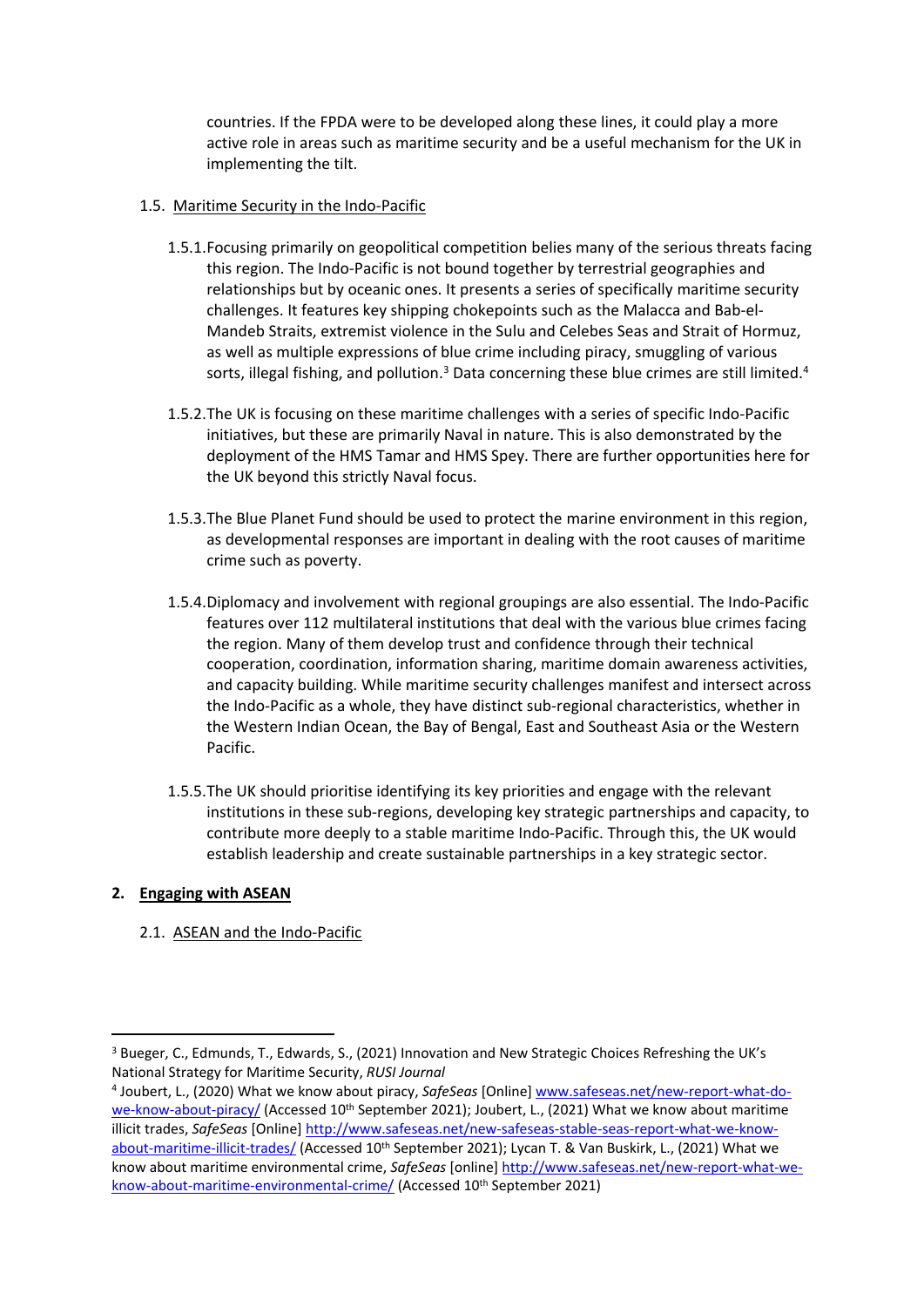countries. If the FPDA were to be developed along these lines, it could play a more active role in areas such as maritime security and be a useful mechanism for the UK in implementing the tilt.

### 1.5. Maritime Security in the Indo-Pacific

1.5.1. Focusing primarily on geopolitical competition belies many of the serious threats facing this region. The Indo-Pacific is not bound together by terrestrial geographies and relationships but by oceanic ones. It presents a series of specifically maritime security challenges. It features key shipping chokepoints such as the Malacca and Bab-el-Mandeb Straits, extremist violence in the Sulu and Celebes Seas and Strait of Hormuz, as well as multiple expressions of blue crime including piracy, smuggling of various sorts, illegal fishing, and pollution.[3] Data concerning these blue crimes are still limited.[4]

1.5.2. The UK is focusing on these maritime challenges with a series of specific Indo-Pacific initiatives, but these are primarily Naval in nature. This is also demonstrated by the deployment of the HMS Tamar and HMS Spey. There are further opportunities here for the UK beyond this strictly Naval focus.

1.5.3. The Blue Planet Fund should be used to protect the marine environment in this region, as developmental responses are important in dealing with the root causes of maritime crime such as poverty.

1.5.4. Diplomacy and involvement with regional groupings are also essential. The Indo-Pacific features over 112 multilateral institutions that deal with the various blue crimes facing the region. Many of them develop trust and confidence through their technical cooperation, coordination, information sharing, maritime domain awareness activities, and capacity building. While maritime security challenges manifest and intersect across the Indo-Pacific as a whole, they have distinct sub-regional characteristics, whether in the Western Indian Ocean, the Bay of Bengal, East and Southeast Asia or the Western Pacific.

1.5.5. The UK should prioritise identifying its key priorities and engage with the relevant institutions in these sub-regions, developing key strategic partnerships and capacity, to contribute more deeply to a stable maritime Indo-Pacific. Through this, the UK would establish leadership and create sustainable partnerships in a key strategic sector.

## 2. Engaging with ASEAN

### 2.1. ASEAN and the Indo-Pacific

---

[3] Bueger, C., Edmunds, T., Edwards, S., (2021) Innovation and New Strategic Choices Refreshing the UK's National Strategy for Maritime Security, *RUSI Journal*

[4] Joubert, L., (2020) What we know about piracy, *SafeSeas* [Online] www.safeseas.net/new-report-what-do-we-know-about-piracy/ (Accessed 10th September 2021); Joubert, L., (2021) What we know about maritime illicit trades, *SafeSeas* [Online] http://www.safeseas.net/new-safeseas-stable-seas-report-what-we-know-about-maritime-illicit-trades/ (Accessed 10th September 2021); Lycan T. & Van Buskirk, L., (2021) What we know about maritime environmental crime, *SafeSeas* [online] http://www.safeseas.net/new-report-what-we-know-about-maritime-environmental-crime/ (Accessed 10th September 2021)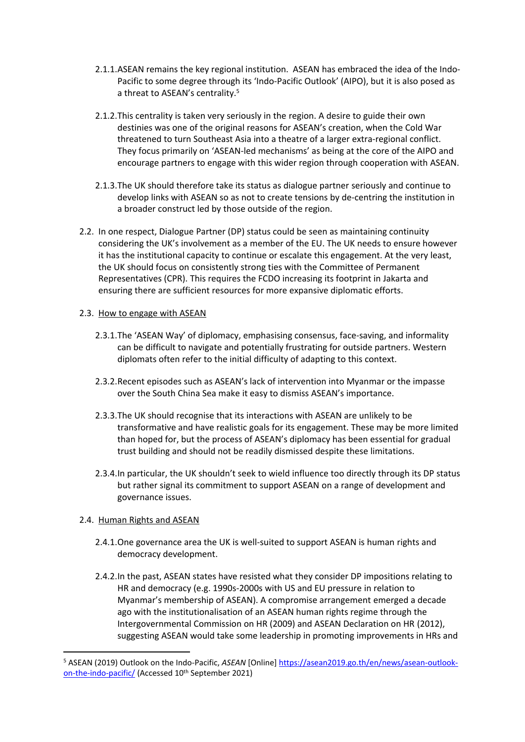2.1.1. ASEAN remains the key regional institution. ASEAN has embraced the idea of the Indo-Pacific to some degree through its 'Indo-Pacific Outlook' (AIPO), but it is also posed as a threat to ASEAN's centrality.[5]

2.1.2. This centrality is taken very seriously in the region. A desire to guide their own destinies was one of the original reasons for ASEAN's creation, when the Cold War threatened to turn Southeast Asia into a theatre of a larger extra-regional conflict. They focus primarily on 'ASEAN-led mechanisms' as being at the core of the AIPO and encourage partners to engage with this wider region through cooperation with ASEAN.

2.1.3. The UK should therefore take its status as dialogue partner seriously and continue to develop links with ASEAN so as not to create tensions by de-centring the institution in a broader construct led by those outside of the region.

2.2. In one respect, Dialogue Partner (DP) status could be seen as maintaining continuity considering the UK's involvement as a member of the EU. The UK needs to ensure however it has the institutional capacity to continue or escalate this engagement. At the very least, the UK should focus on consistently strong ties with the Committee of Permanent Representatives (CPR). This requires the FCDO increasing its footprint in Jakarta and ensuring there are sufficient resources for more expansive diplomatic efforts.

2.3. <u>How to engage with ASEAN</u>

2.3.1. The 'ASEAN Way' of diplomacy, emphasising consensus, face-saving, and informality can be difficult to navigate and potentially frustrating for outside partners. Western diplomats often refer to the initial difficulty of adapting to this context.

2.3.2. Recent episodes such as ASEAN's lack of intervention into Myanmar or the impasse over the South China Sea make it easy to dismiss ASEAN's importance.

2.3.3. The UK should recognise that its interactions with ASEAN are unlikely to be transformative and have realistic goals for its engagement. These may be more limited than hoped for, but the process of ASEAN's diplomacy has been essential for gradual trust building and should not be readily dismissed despite these limitations.

2.3.4. In particular, the UK shouldn't seek to wield influence too directly through its DP status but rather signal its commitment to support ASEAN on a range of development and governance issues.

2.4. <u>Human Rights and ASEAN</u>

2.4.1. One governance area the UK is well-suited to support ASEAN is human rights and democracy development.

2.4.2. In the past, ASEAN states have resisted what they consider DP impositions relating to HR and democracy (e.g. 1990s-2000s with US and EU pressure in relation to Myanmar's membership of ASEAN). A compromise arrangement emerged a decade ago with the institutionalisation of an ASEAN human rights regime through the Intergovernmental Commission on HR (2009) and ASEAN Declaration on HR (2012), suggesting ASEAN would take some leadership in promoting improvements in HRs and

---

[5] ASEAN (2019) Outlook on the Indo-Pacific, *ASEAN* [Online] https://asean2019.go.th/en/news/asean-outlook-on-the-indo-pacific/ (Accessed 10th September 2021)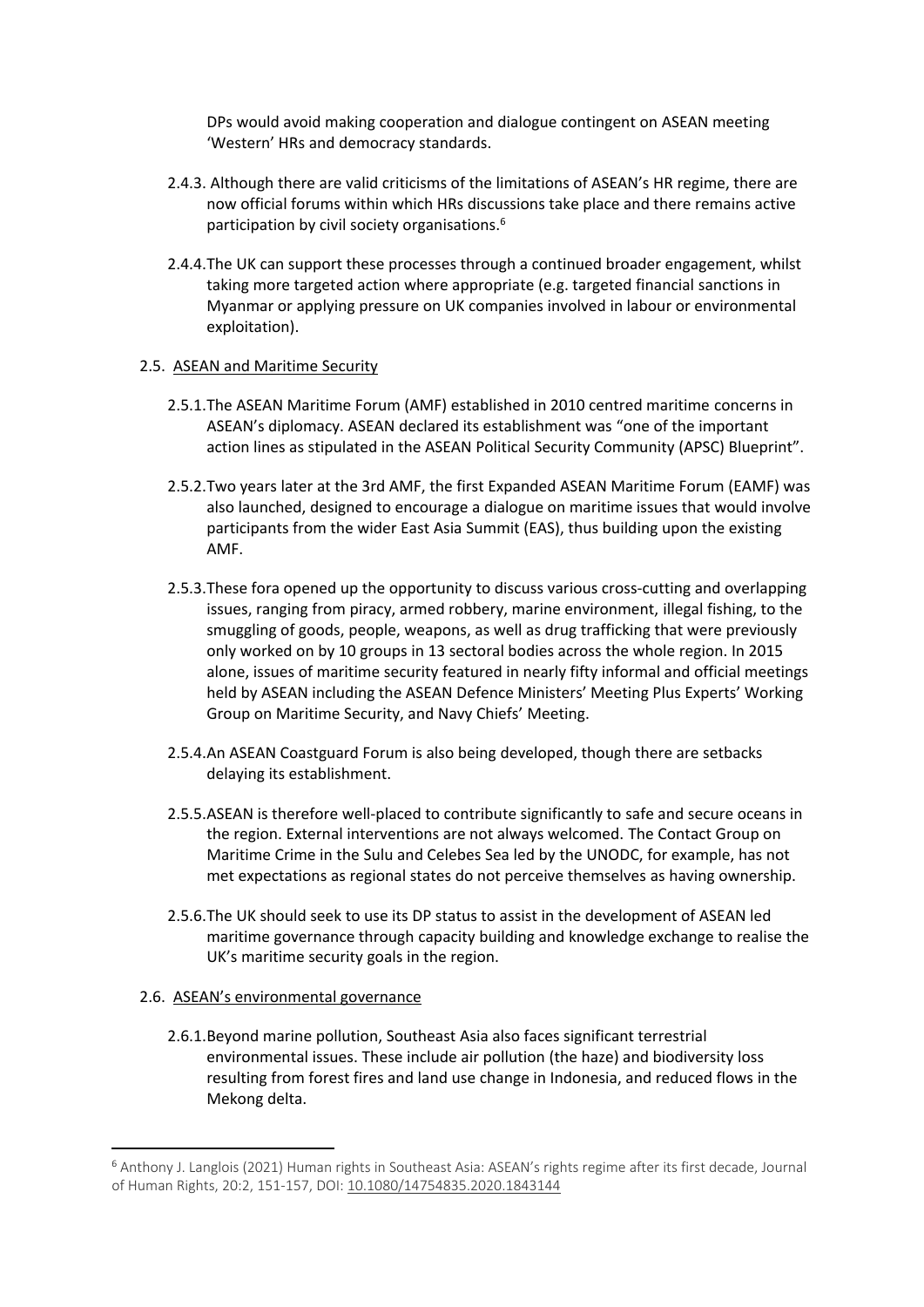DPs would avoid making cooperation and dialogue contingent on ASEAN meeting 'Western' HRs and democracy standards.

2.4.3. Although there are valid criticisms of the limitations of ASEAN's HR regime, there are now official forums within which HRs discussions take place and there remains active participation by civil society organisations.[6]

2.4.4. The UK can support these processes through a continued broader engagement, whilst taking more targeted action where appropriate (e.g. targeted financial sanctions in Myanmar or applying pressure on UK companies involved in labour or environmental exploitation).

### 2.5. ASEAN and Maritime Security

2.5.1. The ASEAN Maritime Forum (AMF) established in 2010 centred maritime concerns in ASEAN's diplomacy. ASEAN declared its establishment was "one of the important action lines as stipulated in the ASEAN Political Security Community (APSC) Blueprint".

2.5.2. Two years later at the 3rd AMF, the first Expanded ASEAN Maritime Forum (EAMF) was also launched, designed to encourage a dialogue on maritime issues that would involve participants from the wider East Asia Summit (EAS), thus building upon the existing AMF.

2.5.3. These fora opened up the opportunity to discuss various cross-cutting and overlapping issues, ranging from piracy, armed robbery, marine environment, illegal fishing, to the smuggling of goods, people, weapons, as well as drug trafficking that were previously only worked on by 10 groups in 13 sectoral bodies across the whole region. In 2015 alone, issues of maritime security featured in nearly fifty informal and official meetings held by ASEAN including the ASEAN Defence Ministers' Meeting Plus Experts' Working Group on Maritime Security, and Navy Chiefs' Meeting.

2.5.4. An ASEAN Coastguard Forum is also being developed, though there are setbacks delaying its establishment.

2.5.5. ASEAN is therefore well-placed to contribute significantly to safe and secure oceans in the region. External interventions are not always welcomed. The Contact Group on Maritime Crime in the Sulu and Celebes Sea led by the UNODC, for example, has not met expectations as regional states do not perceive themselves as having ownership.

2.5.6. The UK should seek to use its DP status to assist in the development of ASEAN led maritime governance through capacity building and knowledge exchange to realise the UK's maritime security goals in the region.

### 2.6. ASEAN's environmental governance

2.6.1. Beyond marine pollution, Southeast Asia also faces significant terrestrial environmental issues. These include air pollution (the haze) and biodiversity loss resulting from forest fires and land use change in Indonesia, and reduced flows in the Mekong delta.

---

[6] Anthony J. Langlois (2021) Human rights in Southeast Asia: ASEAN's rights regime after its first decade, Journal of Human Rights, 20:2, 151-157, DOI: 10.1080/14754835.2020.1843144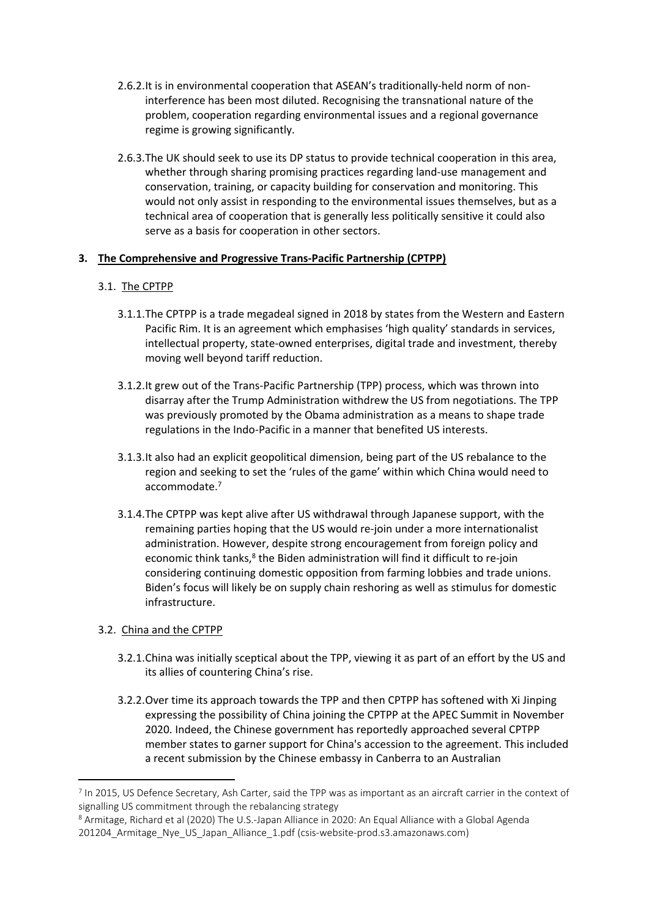2.6.2. It is in environmental cooperation that ASEAN's traditionally-held norm of non-interference has been most diluted. Recognising the transnational nature of the problem, cooperation regarding environmental issues and a regional governance regime is growing significantly.

2.6.3. The UK should seek to use its DP status to provide technical cooperation in this area, whether through sharing promising practices regarding land-use management and conservation, training, or capacity building for conservation and monitoring. This would not only assist in responding to the environmental issues themselves, but as a technical area of cooperation that is generally less politically sensitive it could also serve as a basis for cooperation in other sectors.

## 3. The Comprehensive and Progressive Trans-Pacific Partnership (CPTPP)

### 3.1. The CPTPP

3.1.1. The CPTPP is a trade megadeal signed in 2018 by states from the Western and Eastern Pacific Rim. It is an agreement which emphasises 'high quality' standards in services, intellectual property, state-owned enterprises, digital trade and investment, thereby moving well beyond tariff reduction.

3.1.2. It grew out of the Trans-Pacific Partnership (TPP) process, which was thrown into disarray after the Trump Administration withdrew the US from negotiations. The TPP was previously promoted by the Obama administration as a means to shape trade regulations in the Indo-Pacific in a manner that benefited US interests.

3.1.3. It also had an explicit geopolitical dimension, being part of the US rebalance to the region and seeking to set the 'rules of the game' within which China would need to accommodate.[7]

3.1.4. The CPTPP was kept alive after US withdrawal through Japanese support, with the remaining parties hoping that the US would re-join under a more internationalist administration. However, despite strong encouragement from foreign policy and economic think tanks,[8] the Biden administration will find it difficult to re-join considering continuing domestic opposition from farming lobbies and trade unions. Biden's focus will likely be on supply chain reshoring as well as stimulus for domestic infrastructure.

### 3.2. China and the CPTPP

3.2.1. China was initially sceptical about the TPP, viewing it as part of an effort by the US and its allies of countering China's rise.

3.2.2. Over time its approach towards the TPP and then CPTPP has softened with Xi Jinping expressing the possibility of China joining the CPTPP at the APEC Summit in November 2020. Indeed, the Chinese government has reportedly approached several CPTPP member states to garner support for China's accession to the agreement. This included a recent submission by the Chinese embassy in Canberra to an Australian

---

[7] In 2015, US Defence Secretary, Ash Carter, said the TPP was as important as an aircraft carrier in the context of signalling US commitment through the rebalancing strategy

[8] Armitage, Richard et al (2020) The U.S.-Japan Alliance in 2020: An Equal Alliance with a Global Agenda 201204_Armitage_Nye_US_Japan_Alliance_1.pdf (csis-website-prod.s3.amazonaws.com)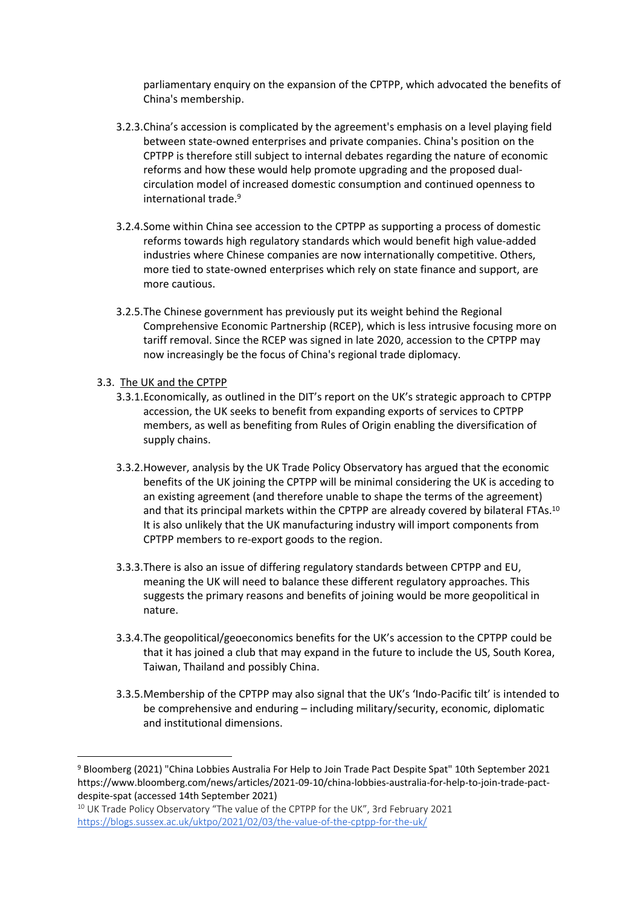parliamentary enquiry on the expansion of the CPTPP, which advocated the benefits of China's membership.

3.2.3. China's accession is complicated by the agreement's emphasis on a level playing field between state-owned enterprises and private companies. China's position on the CPTPP is therefore still subject to internal debates regarding the nature of economic reforms and how these would help promote upgrading and the proposed dual-circulation model of increased domestic consumption and continued openness to international trade.[9]

3.2.4. Some within China see accession to the CPTPP as supporting a process of domestic reforms towards high regulatory standards which would benefit high value-added industries where Chinese companies are now internationally competitive. Others, more tied to state-owned enterprises which rely on state finance and support, are more cautious.

3.2.5. The Chinese government has previously put its weight behind the Regional Comprehensive Economic Partnership (RCEP), which is less intrusive focusing more on tariff removal. Since the RCEP was signed in late 2020, accession to the CPTPP may now increasingly be the focus of China's regional trade diplomacy.

3.3. The UK and the CPTPP

3.3.1. Economically, as outlined in the DIT's report on the UK's strategic approach to CPTPP accession, the UK seeks to benefit from expanding exports of services to CPTPP members, as well as benefiting from Rules of Origin enabling the diversification of supply chains.

3.3.2. However, analysis by the UK Trade Policy Observatory has argued that the economic benefits of the UK joining the CPTPP will be minimal considering the UK is acceding to an existing agreement (and therefore unable to shape the terms of the agreement) and that its principal markets within the CPTPP are already covered by bilateral FTAs.[10] It is also unlikely that the UK manufacturing industry will import components from CPTPP members to re-export goods to the region.

3.3.3. There is also an issue of differing regulatory standards between CPTPP and EU, meaning the UK will need to balance these different regulatory approaches. This suggests the primary reasons and benefits of joining would be more geopolitical in nature.

3.3.4. The geopolitical/geoeconomics benefits for the UK's accession to the CPTPP could be that it has joined a club that may expand in the future to include the US, South Korea, Taiwan, Thailand and possibly China.

3.3.5. Membership of the CPTPP may also signal that the UK's 'Indo-Pacific tilt' is intended to be comprehensive and enduring – including military/security, economic, diplomatic and institutional dimensions.

---

[9] Bloomberg (2021) "China Lobbies Australia For Help to Join Trade Pact Despite Spat" 10th September 2021 https://www.bloomberg.com/news/articles/2021-09-10/china-lobbies-australia-for-help-to-join-trade-pact-despite-spat (accessed 14th September 2021)

[10] UK Trade Policy Observatory "The value of the CPTPP for the UK", 3rd February 2021 https://blogs.sussex.ac.uk/uktpo/2021/02/03/the-value-of-the-cptpp-for-the-uk/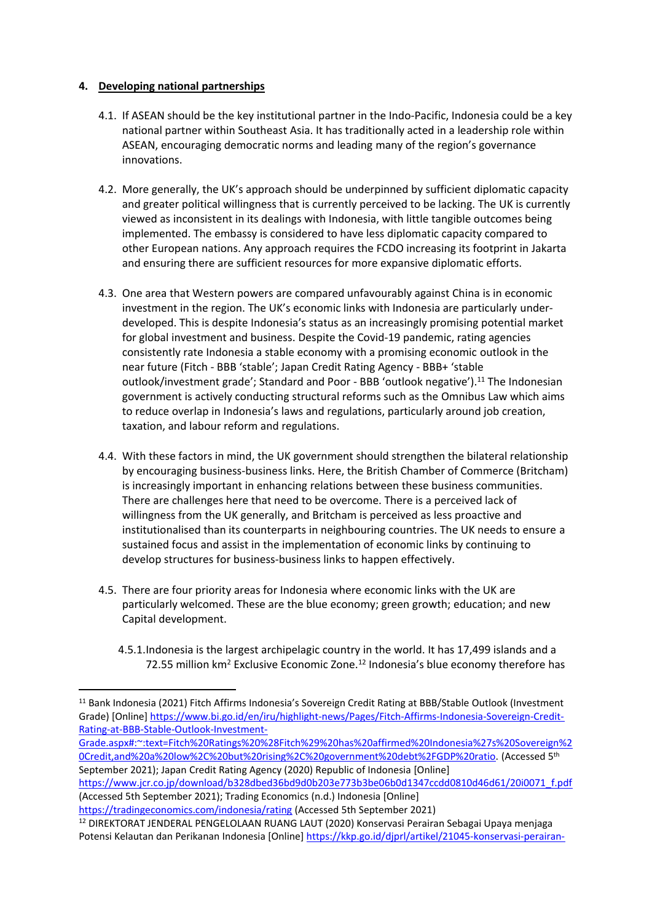## 4. Developing national partnerships

4.1. If ASEAN should be the key institutional partner in the Indo-Pacific, Indonesia could be a key national partner within Southeast Asia. It has traditionally acted in a leadership role within ASEAN, encouraging democratic norms and leading many of the region's governance innovations.

4.2. More generally, the UK's approach should be underpinned by sufficient diplomatic capacity and greater political willingness that is currently perceived to be lacking. The UK is currently viewed as inconsistent in its dealings with Indonesia, with little tangible outcomes being implemented. The embassy is considered to have less diplomatic capacity compared to other European nations. Any approach requires the FCDO increasing its footprint in Jakarta and ensuring there are sufficient resources for more expansive diplomatic efforts.

4.3. One area that Western powers are compared unfavourably against China is in economic investment in the region. The UK's economic links with Indonesia are particularly under-developed. This is despite Indonesia's status as an increasingly promising potential market for global investment and business. Despite the Covid-19 pandemic, rating agencies consistently rate Indonesia a stable economy with a promising economic outlook in the near future (Fitch - BBB 'stable'; Japan Credit Rating Agency - BBB+ 'stable outlook/investment grade'; Standard and Poor - BBB 'outlook negative').[11] The Indonesian government is actively conducting structural reforms such as the Omnibus Law which aims to reduce overlap in Indonesia's laws and regulations, particularly around job creation, taxation, and labour reform and regulations.

4.4. With these factors in mind, the UK government should strengthen the bilateral relationship by encouraging business-business links. Here, the British Chamber of Commerce (Britcham) is increasingly important in enhancing relations between these business communities. There are challenges here that need to be overcome. There is a perceived lack of willingness from the UK generally, and Britcham is perceived as less proactive and institutionalised than its counterparts in neighbouring countries. The UK needs to ensure a sustained focus and assist in the implementation of economic links by continuing to develop structures for business-business links to happen effectively.

4.5. There are four priority areas for Indonesia where economic links with the UK are particularly welcomed. These are the blue economy; green growth; education; and new Capital development.

4.5.1. Indonesia is the largest archipelagic country in the world. It has 17,499 islands and a 72.55 million km$^2$ Exclusive Economic Zone.[12] Indonesia's blue economy therefore has

---

[11] Bank Indonesia (2021) Fitch Affirms Indonesia's Sovereign Credit Rating at BBB/Stable Outlook (Investment Grade) [Online] https://www.bi.go.id/en/iru/highlight-news/Pages/Fitch-Affirms-Indonesia-Sovereign-Credit-Rating-at-BBB-Stable-Outlook-Investment-Grade.aspx#:~:text=Fitch%20Ratings%20%28Fitch%29%20has%20affirmed%20Indonesia%27s%20Sovereign%20Credit,and%20a%20low%2C%20but%20rising%2C%20government%20debt%2FGDP%20ratio. (Accessed 5th September 2021); Japan Credit Rating Agency (2020) Republic of Indonesia [Online] https://www.jcr.co.jp/download/b328dbed36bd9d0b203e773b3be06b0d1347ccdd0810d46d61/20i0071_f.pdf (Accessed 5th September 2021); Trading Economics (n.d.) Indonesia [Online] https://tradingeconomics.com/indonesia/rating (Accessed 5th September 2021)

[12] DIREKTORAT JENDERAL PENGELOLAAN RUANG LAUT (2020) Konservasi Perairan Sebagai Upaya menjaga Potensi Kelautan dan Perikanan Indonesia [Online] https://kkp.go.id/djprl/artikel/21045-konservasi-perairan-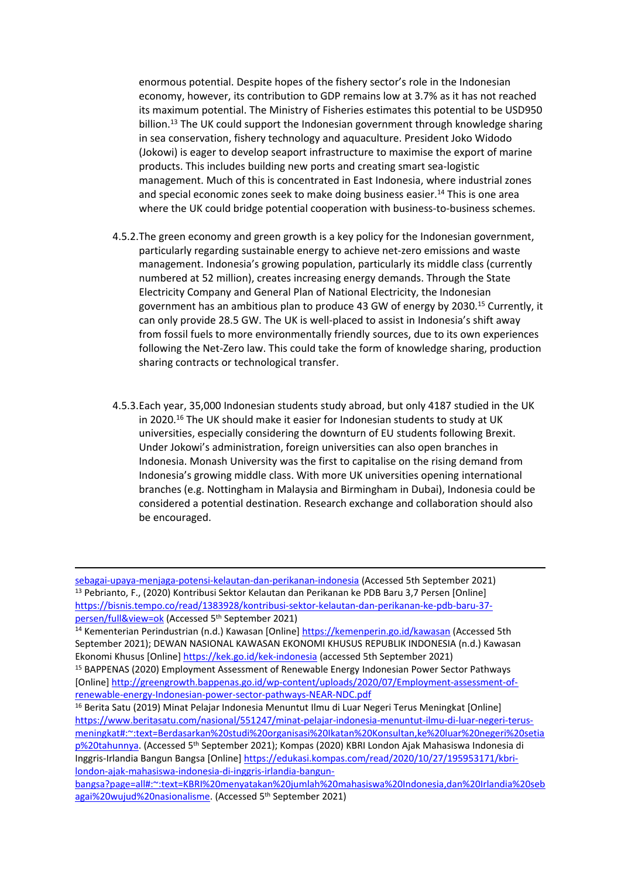enormous potential. Despite hopes of the fishery sector's role in the Indonesian economy, however, its contribution to GDP remains low at 3.7% as it has not reached its maximum potential. The Ministry of Fisheries estimates this potential to be USD950 billion.[13] The UK could support the Indonesian government through knowledge sharing in sea conservation, fishery technology and aquaculture. President Joko Widodo (Jokowi) is eager to develop seaport infrastructure to maximise the export of marine products. This includes building new ports and creating smart sea-logistic management. Much of this is concentrated in East Indonesia, where industrial zones and special economic zones seek to make doing business easier.[14] This is one area where the UK could bridge potential cooperation with business-to-business schemes.

4.5.2. The green economy and green growth is a key policy for the Indonesian government, particularly regarding sustainable energy to achieve net-zero emissions and waste management. Indonesia's growing population, particularly its middle class (currently numbered at 52 million), creates increasing energy demands. Through the State Electricity Company and General Plan of National Electricity, the Indonesian government has an ambitious plan to produce 43 GW of energy by 2030.[15] Currently, it can only provide 28.5 GW. The UK is well-placed to assist in Indonesia's shift away from fossil fuels to more environmentally friendly sources, due to its own experiences following the Net-Zero law. This could take the form of knowledge sharing, production sharing contracts or technological transfer.

4.5.3. Each year, 35,000 Indonesian students study abroad, but only 4187 studied in the UK in 2020.[16] The UK should make it easier for Indonesian students to study at UK universities, especially considering the downturn of EU students following Brexit. Under Jokowi's administration, foreign universities can also open branches in Indonesia. Monash University was the first to capitalise on the rising demand from Indonesia's growing middle class. With more UK universities opening international branches (e.g. Nottingham in Malaysia and Birmingham in Dubai), Indonesia could be considered a potential destination. Research exchange and collaboration should also be encouraged.

---

sebagai-upaya-menjaga-potensi-kelautan-dan-perikanan-indonesia (Accessed 5th September 2021)

[13] Pebrianto, F., (2020) Kontribusi Sektor Kelautan dan Perikanan ke PDB Baru 3,7 Persen [Online] https://bisnis.tempo.co/read/1383928/kontribusi-sektor-kelautan-dan-perikanan-ke-pdb-baru-37-persen/full&view=ok (Accessed 5th September 2021)

[14] Kementerian Perindustrian (n.d.) Kawasan [Online] https://kemenperin.go.id/kawasan (Accessed 5th September 2021); DEWAN NASIONAL KAWASAN EKONOMI KHUSUS REPUBLIK INDONESIA (n.d.) Kawasan Ekonomi Khusus [Online] https://kek.go.id/kek-indonesia (accessed 5th September 2021)

[15] BAPPENAS (2020) Employment Assessment of Renewable Energy Indonesian Power Sector Pathways [Online] http://greengrowth.bappenas.go.id/wp-content/uploads/2020/07/Employment-assessment-of-renewable-energy-Indonesian-power-sector-pathways-NEAR-NDC.pdf

[16] Berita Satu (2019) Minat Pelajar Indonesia Menuntut Ilmu di Luar Negeri Terus Meningkat [Online] https://www.beritasatu.com/nasional/551247/minat-pelajar-indonesia-menuntut-ilmu-di-luar-negeri-terus-meningkat#:~:text=Berdasarkan%20studi%20organisasi%20Ikatan%20Konsultan,ke%20luar%20negeri%20setiap%20tahunnya. (Accessed 5th September 2021); Kompas (2020) KBRI London Ajak Mahasiswa Indonesia di Inggris-Irlandia Bangun Bangsa [Online] https://edukasi.kompas.com/read/2020/10/27/195953171/kbri-london-ajak-mahasiswa-indonesia-di-inggris-irlandia-bangun-bangsa?page=all#:~:text=KBRI%20menyatakan%20jumlah%20mahasiswa%20Indonesia,dan%20Irlandia%20sebagai%20wujud%20nasionalisme. (Accessed 5th September 2021)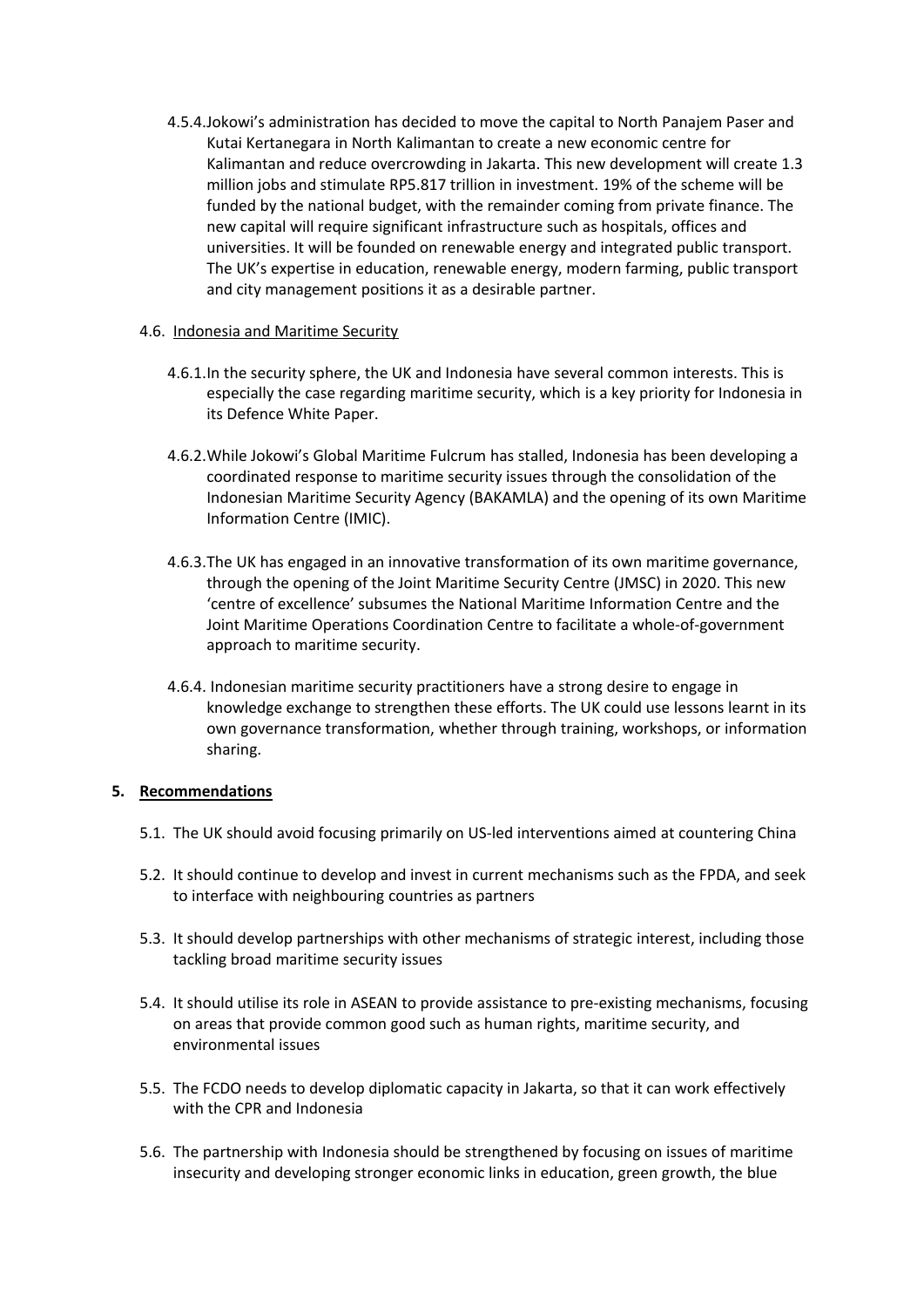4.5.4. Jokowi's administration has decided to move the capital to North Panajem Paser and Kutai Kertanegara in North Kalimantan to create a new economic centre for Kalimantan and reduce overcrowding in Jakarta. This new development will create 1.3 million jobs and stimulate RP5.817 trillion in investment. 19% of the scheme will be funded by the national budget, with the remainder coming from private finance. The new capital will require significant infrastructure such as hospitals, offices and universities. It will be founded on renewable energy and integrated public transport. The UK's expertise in education, renewable energy, modern farming, public transport and city management positions it as a desirable partner.

4.6. Indonesia and Maritime Security

4.6.1. In the security sphere, the UK and Indonesia have several common interests. This is especially the case regarding maritime security, which is a key priority for Indonesia in its Defence White Paper.

4.6.2. While Jokowi's Global Maritime Fulcrum has stalled, Indonesia has been developing a coordinated response to maritime security issues through the consolidation of the Indonesian Maritime Security Agency (BAKAMLA) and the opening of its own Maritime Information Centre (IMIC).

4.6.3. The UK has engaged in an innovative transformation of its own maritime governance, through the opening of the Joint Maritime Security Centre (JMSC) in 2020. This new 'centre of excellence' subsumes the National Maritime Information Centre and the Joint Maritime Operations Coordination Centre to facilitate a whole-of-government approach to maritime security.

4.6.4. Indonesian maritime security practitioners have a strong desire to engage in knowledge exchange to strengthen these efforts. The UK could use lessons learnt in its own governance transformation, whether through training, workshops, or information sharing.

## 5. Recommendations

5.1. The UK should avoid focusing primarily on US-led interventions aimed at countering China

5.2. It should continue to develop and invest in current mechanisms such as the FPDA, and seek to interface with neighbouring countries as partners

5.3. It should develop partnerships with other mechanisms of strategic interest, including those tackling broad maritime security issues

5.4. It should utilise its role in ASEAN to provide assistance to pre-existing mechanisms, focusing on areas that provide common good such as human rights, maritime security, and environmental issues

5.5. The FCDO needs to develop diplomatic capacity in Jakarta, so that it can work effectively with the CPR and Indonesia

5.6. The partnership with Indonesia should be strengthened by focusing on issues of maritime insecurity and developing stronger economic links in education, green growth, the blue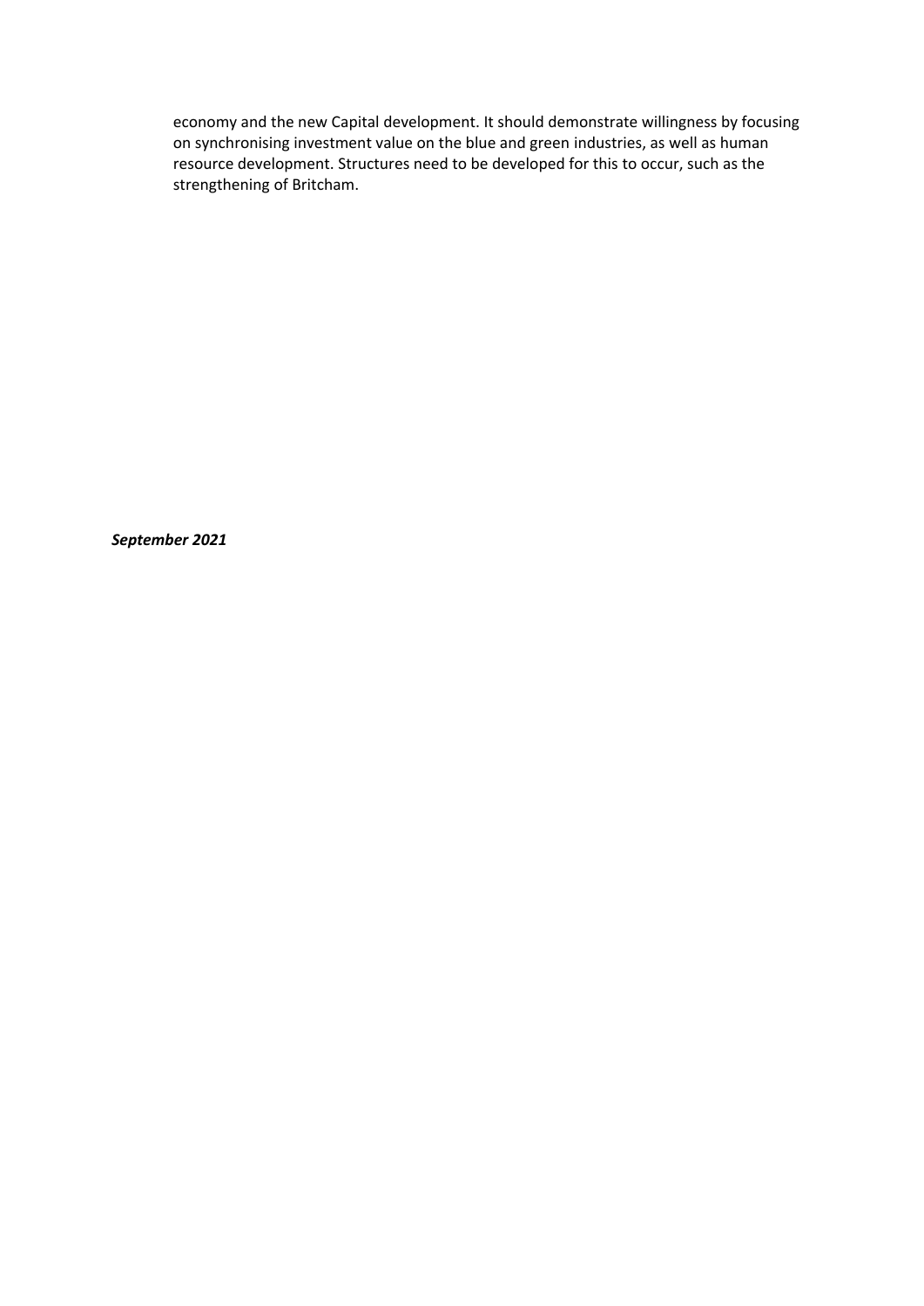economy and the new Capital development. It should demonstrate willingness by focusing on synchronising investment value on the blue and green industries, as well as human resource development. Structures need to be developed for this to occur, such as the strengthening of Britcham.

***September 2021***